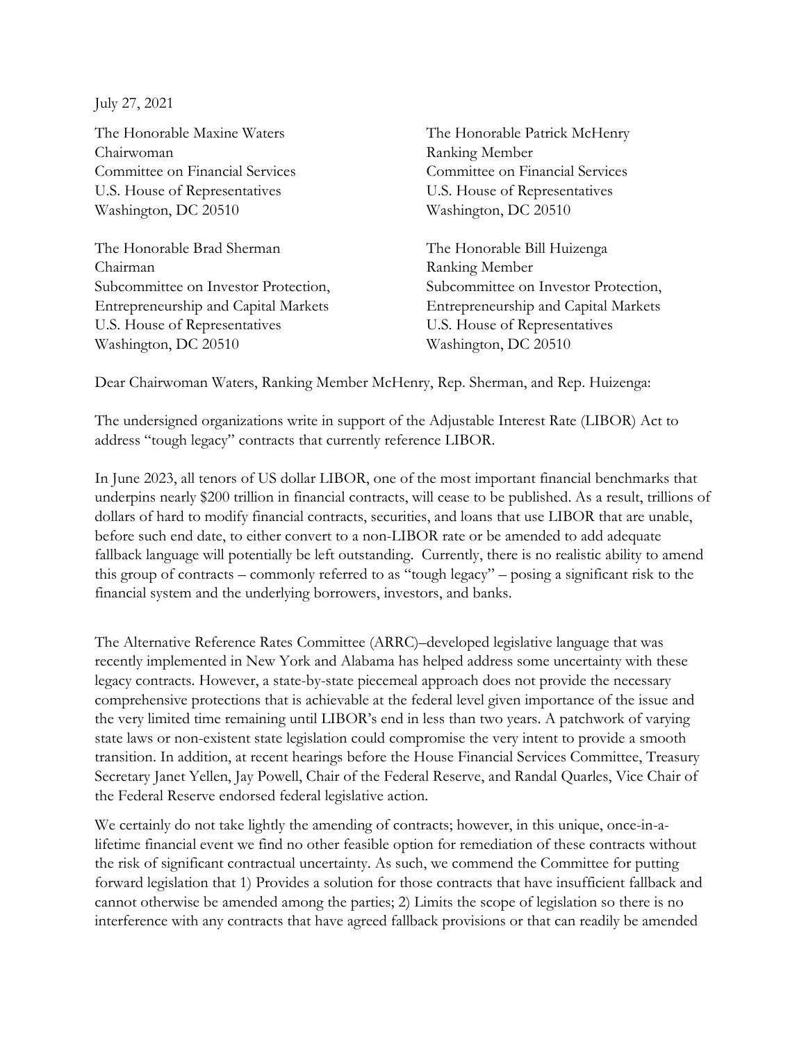July 27, 2021

The Honorable Maxine Waters
Chairwoman
Committee on Financial Services
U.S. House of Representatives
Washington, DC 20510

The Honorable Patrick McHenry
Ranking Member
Committee on Financial Services
U.S. House of Representatives
Washington, DC 20510

The Honorable Brad Sherman
Chairman
Subcommittee on Investor Protection, Entrepreneurship and Capital Markets
U.S. House of Representatives
Washington, DC 20510

The Honorable Bill Huizenga
Ranking Member
Subcommittee on Investor Protection, Entrepreneurship and Capital Markets
U.S. House of Representatives
Washington, DC 20510

Dear Chairwoman Waters, Ranking Member McHenry, Rep. Sherman, and Rep. Huizenga:

The undersigned organizations write in support of the Adjustable Interest Rate (LIBOR) Act to address "tough legacy" contracts that currently reference LIBOR.

In June 2023, all tenors of US dollar LIBOR, one of the most important financial benchmarks that underpins nearly $200 trillion in financial contracts, will cease to be published. As a result, trillions of dollars of hard to modify financial contracts, securities, and loans that use LIBOR that are unable, before such end date, to either convert to a non-LIBOR rate or be amended to add adequate fallback language will potentially be left outstanding. Currently, there is no realistic ability to amend this group of contracts – commonly referred to as "tough legacy" – posing a significant risk to the financial system and the underlying borrowers, investors, and banks.

The Alternative Reference Rates Committee (ARRC)–developed legislative language that was recently implemented in New York and Alabama has helped address some uncertainty with these legacy contracts. However, a state-by-state piecemeal approach does not provide the necessary comprehensive protections that is achievable at the federal level given importance of the issue and the very limited time remaining until LIBOR's end in less than two years. A patchwork of varying state laws or non-existent state legislation could compromise the very intent to provide a smooth transition. In addition, at recent hearings before the House Financial Services Committee, Treasury Secretary Janet Yellen, Jay Powell, Chair of the Federal Reserve, and Randal Quarles, Vice Chair of the Federal Reserve endorsed federal legislative action.

We certainly do not take lightly the amending of contracts; however, in this unique, once-in-a-lifetime financial event we find no other feasible option for remediation of these contracts without the risk of significant contractual uncertainty. As such, we commend the Committee for putting forward legislation that 1) Provides a solution for those contracts that have insufficient fallback and cannot otherwise be amended among the parties; 2) Limits the scope of legislation so there is no interference with any contracts that have agreed fallback provisions or that can readily be amended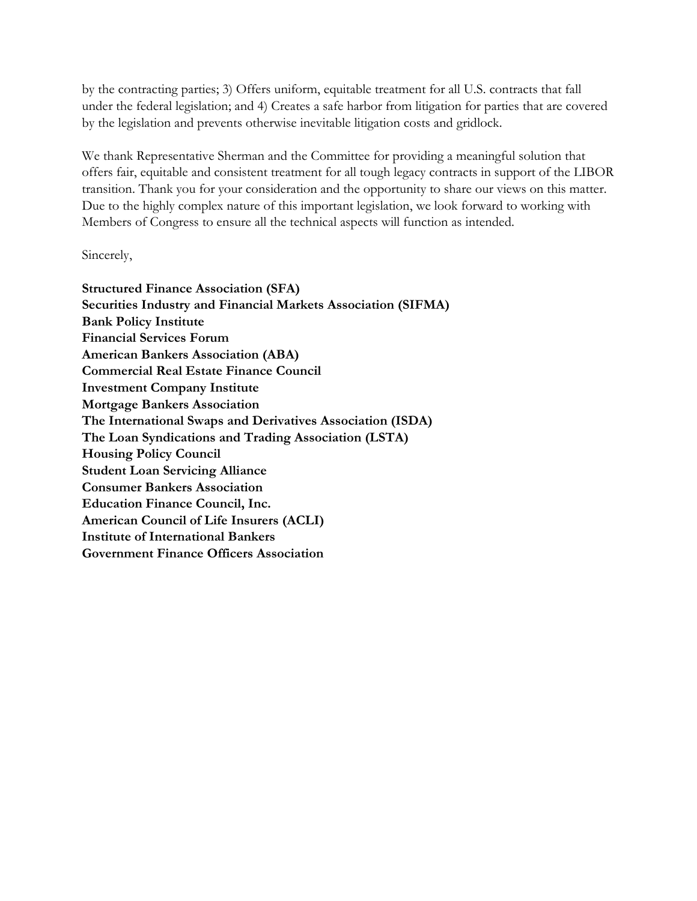by the contracting parties; 3) Offers uniform, equitable treatment for all U.S. contracts that fall under the federal legislation; and 4) Creates a safe harbor from litigation for parties that are covered by the legislation and prevents otherwise inevitable litigation costs and gridlock.

We thank Representative Sherman and the Committee for providing a meaningful solution that offers fair, equitable and consistent treatment for all tough legacy contracts in support of the LIBOR transition. Thank you for your consideration and the opportunity to share our views on this matter. Due to the highly complex nature of this important legislation, we look forward to working with Members of Congress to ensure all the technical aspects will function as intended.

Sincerely,

**Structured Finance Association (SFA)**
**Securities Industry and Financial Markets Association (SIFMA)**
**Bank Policy Institute**
**Financial Services Forum**
**American Bankers Association (ABA)**
**Commercial Real Estate Finance Council**
**Investment Company Institute**
**Mortgage Bankers Association**
**The International Swaps and Derivatives Association (ISDA)**
**The Loan Syndications and Trading Association (LSTA)**
**Housing Policy Council**
**Student Loan Servicing Alliance**
**Consumer Bankers Association**
**Education Finance Council, Inc.**
**American Council of Life Insurers (ACLI)**
**Institute of International Bankers**
**Government Finance Officers Association**